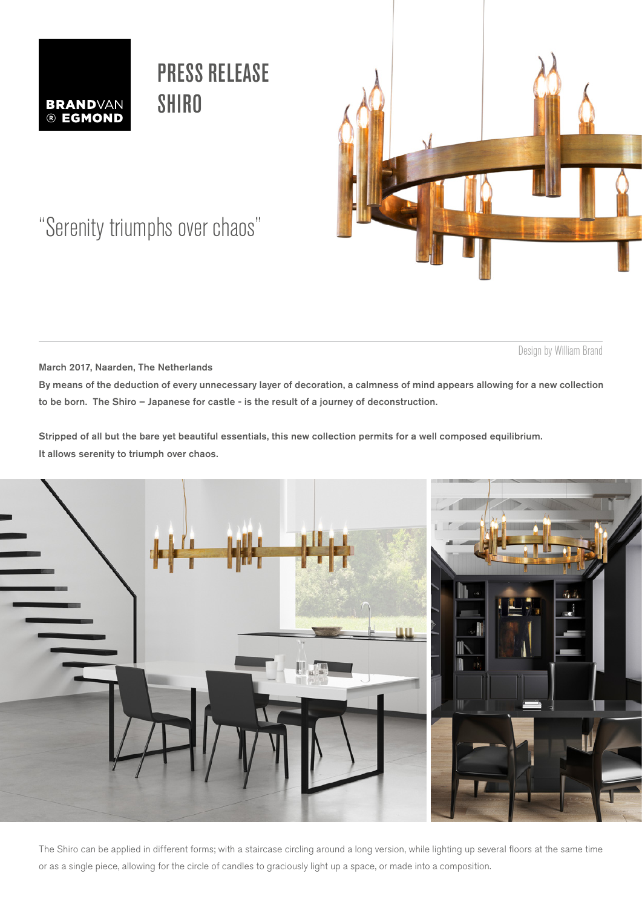BRANDVAN ® EGMOND

# PRESS RELEASE SHIRO

## “Serenity triumphs over chaos”

Design by William Brand

**March 2017, Naarden, The Netherlands**

**By means of the deduction of every unnecessary layer of decoration, a calmness of mind appears allowing for a new collection to be born. The Shiro – Japanese for castle - is the result of a journey of deconstruction.**

**Stripped of all but the bare yet beautiful essentials, this new collection permits for a well composed equilibrium. It allows serenity to triumph over chaos.**

The Shiro can be applied in different forms; with a staircase circling around a long version, while lighting up several floors at the same time or as a single piece, allowing for the circle of candles to graciously light up a space, or made into a composition.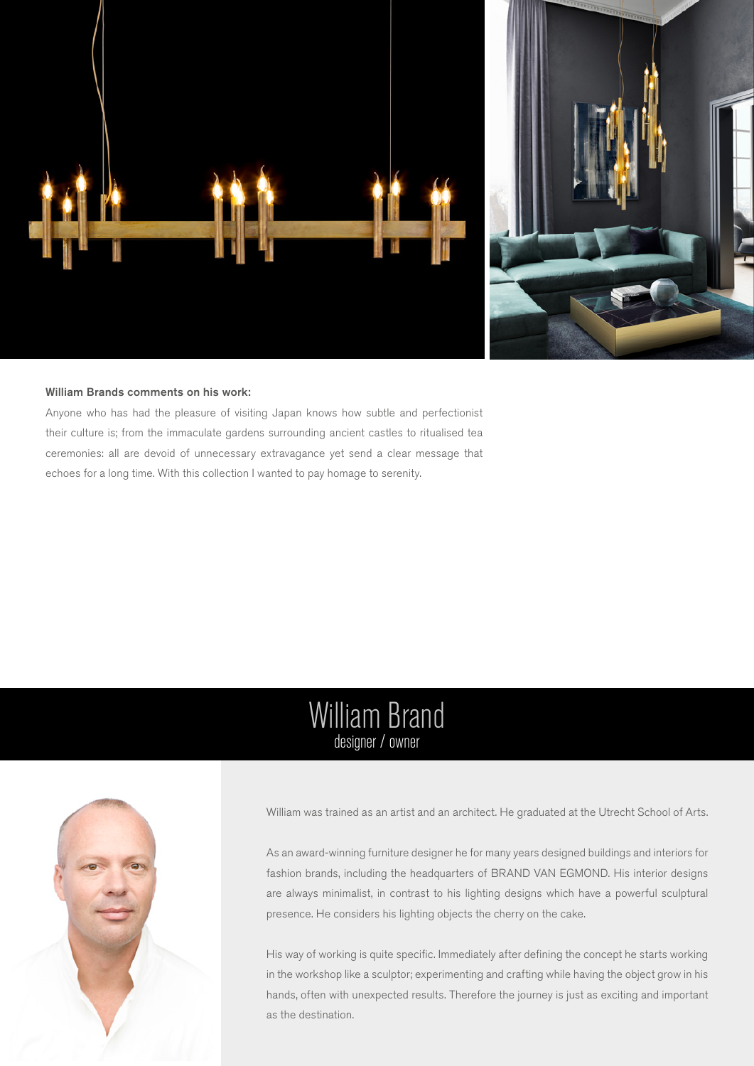**William Brands comments on his work:**

Anyone who has had the pleasure of visiting Japan knows how subtle and perfectionist their culture is; from the immaculate gardens surrounding ancient castles to ritualised tea ceremonies: all are devoid of unnecessary extravagance yet send a clear message that echoes for a long time. With this collection I wanted to pay homage to serenity.

# William Brand

designer / owner

William was trained as an artist and an architect. He graduated at the Utrecht School of Arts.

As an award-winning furniture designer he for many years designed buildings and interiors for fashion brands, including the headquarters of BRAND VAN EGMOND. His interior designs are always minimalist, in contrast to his lighting designs which have a powerful sculptural presence. He considers his lighting objects the cherry on the cake.

His way of working is quite specific. Immediately after defining the concept he starts working in the workshop like a sculptor; experimenting and crafting while having the object grow in his hands, often with unexpected results. Therefore the journey is just as exciting and important as the destination.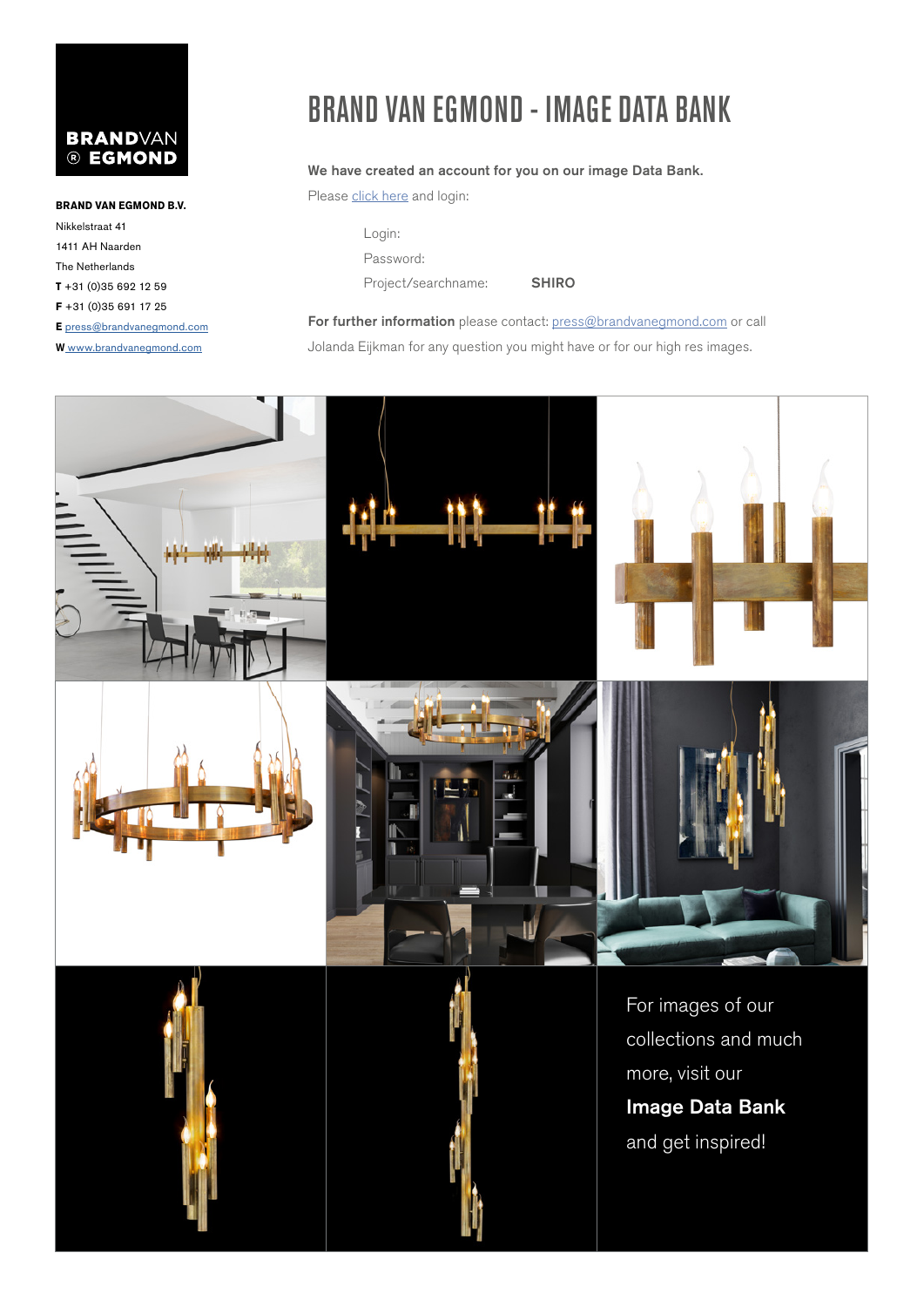**BRAND**VAN
® **EGMOND**

**BRAND VAN EGMOND B.V.**

Nikkelstraat 41

1411 AH Naarden

The Netherlands

**T** +31 (0)35 692 12 59

**F** +31 (0)35 691 17 25

**E** press@brandvanegmond.com

**W** www.brandvanegmond.com

# BRAND VAN EGMOND - IMAGE DATA BANK

**We have created an account for you on our image Data Bank.**

Please click here and login:

Login:

Password:

Project/searchname: **SHIRO**

**For further information** please contact: press@brandvanegmond.com or call Jolanda Eijkman for any question you might have or for our high res images.

For images of our collections and much more, visit our **Image Data Bank** and get inspired!